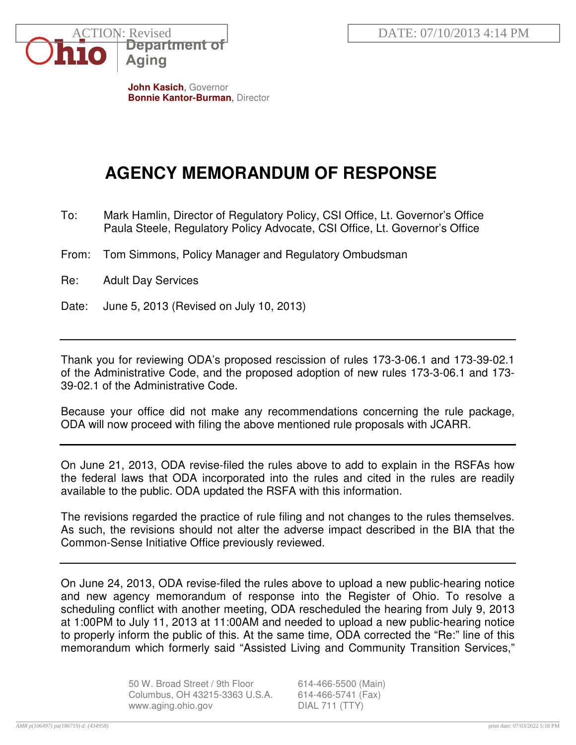ACTION: Revised

DATE: 07/10/2013 4:14 PM

Ohio Department of Aging

**John Kasich**, Governor
**Bonnie Kantor-Burman**, Director

# AGENCY MEMORANDUM OF RESPONSE

To: Mark Hamlin, Director of Regulatory Policy, CSI Office, Lt. Governor's Office
Paula Steele, Regulatory Policy Advocate, CSI Office, Lt. Governor's Office

From: Tom Simmons, Policy Manager and Regulatory Ombudsman

Re: Adult Day Services

Date: June 5, 2013 (Revised on July 10, 2013)

---

Thank you for reviewing ODA's proposed rescission of rules 173-3-06.1 and 173-39-02.1 of the Administrative Code, and the proposed adoption of new rules 173-3-06.1 and 173-39-02.1 of the Administrative Code.

Because your office did not make any recommendations concerning the rule package, ODA will now proceed with filing the above mentioned rule proposals with JCARR.

---

On June 21, 2013, ODA revise-filed the rules above to add to explain in the RSFAs how the federal laws that ODA incorporated into the rules and cited in the rules are readily available to the public. ODA updated the RSFA with this information.

The revisions regarded the practice of rule filing and not changes to the rules themselves. As such, the revisions should not alter the adverse impact described in the BIA that the Common-Sense Initiative Office previously reviewed.

---

On June 24, 2013, ODA revise-filed the rules above to upload a new public-hearing notice and new agency memorandum of response into the Register of Ohio. To resolve a scheduling conflict with another meeting, ODA rescheduled the hearing from July 9, 2013 at 1:00PM to July 11, 2013 at 11:00AM and needed to upload a new public-hearing notice to properly inform the public of this. At the same time, ODA corrected the "Re:" line of this memorandum which formerly said "Assisted Living and Community Transition Services,"

50 W. Broad Street / 9th Floor
Columbus, OH 43215-3363 U.S.A.
www.aging.ohio.gov

614-466-5500 (Main)
614-466-5741 (Fax)
DIAL 711 (TTY)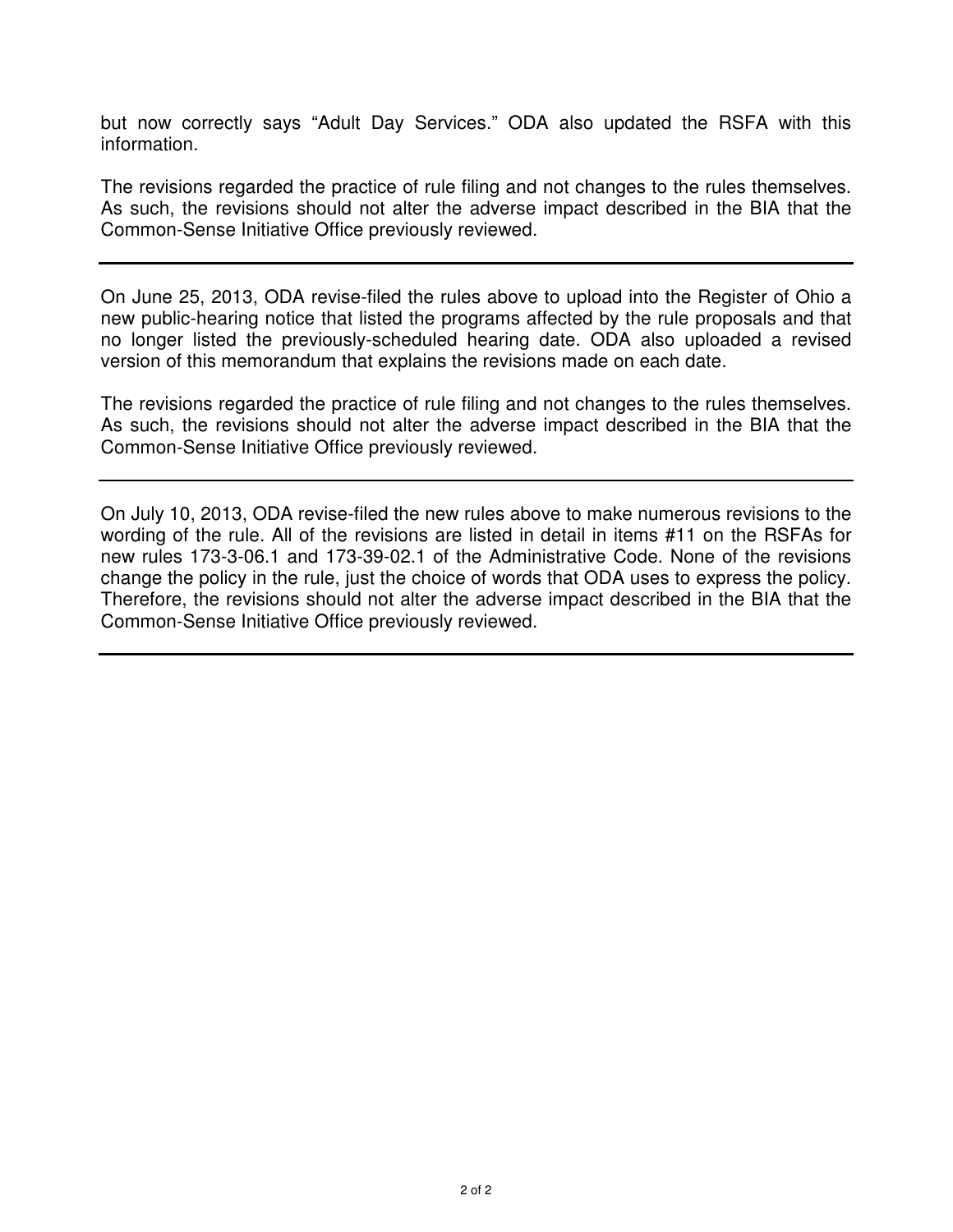but now correctly says “Adult Day Services.” ODA also updated the RSFA with this information.

The revisions regarded the practice of rule filing and not changes to the rules themselves. As such, the revisions should not alter the adverse impact described in the BIA that the Common-Sense Initiative Office previously reviewed.

---

On June 25, 2013, ODA revise-filed the rules above to upload into the Register of Ohio a new public-hearing notice that listed the programs affected by the rule proposals and that no longer listed the previously-scheduled hearing date. ODA also uploaded a revised version of this memorandum that explains the revisions made on each date.

The revisions regarded the practice of rule filing and not changes to the rules themselves. As such, the revisions should not alter the adverse impact described in the BIA that the Common-Sense Initiative Office previously reviewed.

---

On July 10, 2013, ODA revise-filed the new rules above to make numerous revisions to the wording of the rule. All of the revisions are listed in detail in items #11 on the RSFAs for new rules 173-3-06.1 and 173-39-02.1 of the Administrative Code. None of the revisions change the policy in the rule, just the choice of words that ODA uses to express the policy. Therefore, the revisions should not alter the adverse impact described in the BIA that the Common-Sense Initiative Office previously reviewed.

---